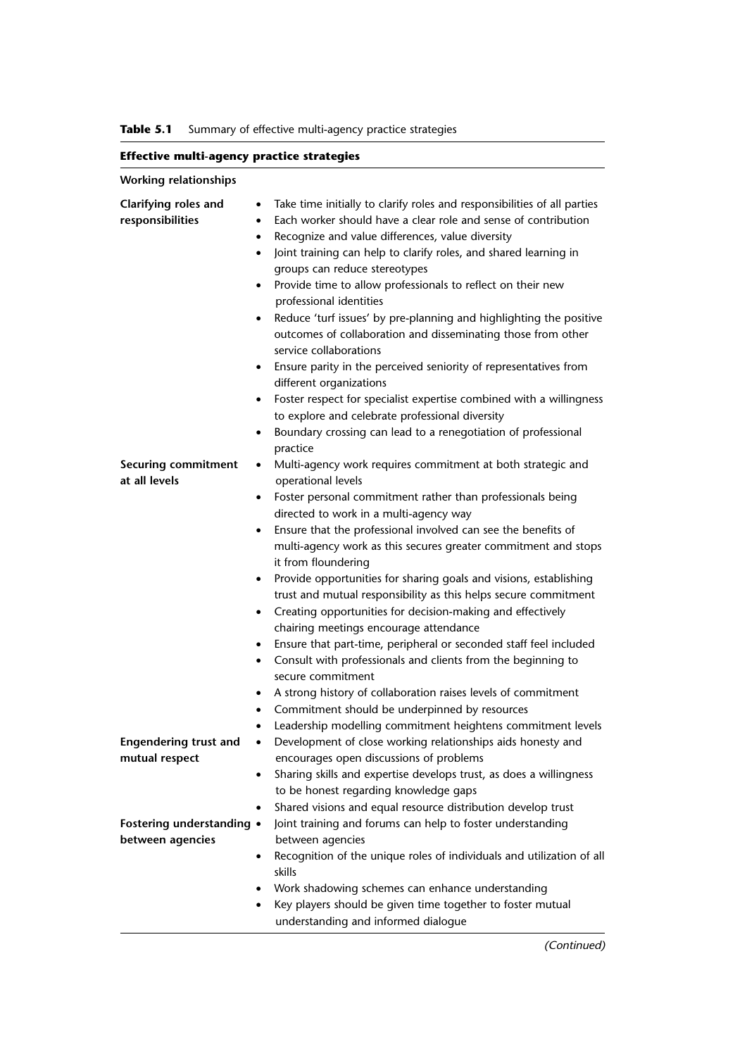**Table 5.1** Summary of effective multi-agency practice strategies

| **Effective multi-agency practice strategies** | |
|---|---|
| **Working relationships** | |
| **Clarifying roles and responsibilities** | • Take time initially to clarify roles and responsibilities of all parties<br>• Each worker should have a clear role and sense of contribution<br>• Recognize and value differences, value diversity<br>• Joint training can help to clarify roles, and shared learning in groups can reduce stereotypes<br>• Provide time to allow professionals to reflect on their new professional identities<br>• Reduce 'turf issues' by pre-planning and highlighting the positive outcomes of collaboration and disseminating those from other service collaborations<br>• Ensure parity in the perceived seniority of representatives from different organizations<br>• Foster respect for specialist expertise combined with a willingness to explore and celebrate professional diversity<br>• Boundary crossing can lead to a renegotiation of professional practice |
| **Securing commitment at all levels** | • Multi-agency work requires commitment at both strategic and operational levels<br>• Foster personal commitment rather than professionals being directed to work in a multi-agency way<br>• Ensure that the professional involved can see the benefits of multi-agency work as this secures greater commitment and stops it from floundering<br>• Provide opportunities for sharing goals and visions, establishing trust and mutual responsibility as this helps secure commitment<br>• Creating opportunities for decision-making and effectively chairing meetings encourage attendance<br>• Ensure that part-time, peripheral or seconded staff feel included<br>• Consult with professionals and clients from the beginning to secure commitment<br>• A strong history of collaboration raises levels of commitment<br>• Commitment should be underpinned by resources<br>• Leadership modelling commitment heightens commitment levels |
| **Engendering trust and mutual respect** | • Development of close working relationships aids honesty and encourages open discussions of problems<br>• Sharing skills and expertise develops trust, as does a willingness to be honest regarding knowledge gaps<br>• Shared visions and equal resource distribution develop trust |
| **Fostering understanding between agencies** | • Joint training and forums can help to foster understanding between agencies<br>• Recognition of the unique roles of individuals and utilization of all skills<br>• Work shadowing schemes can enhance understanding<br>• Key players should be given time together to foster mutual understanding and informed dialogue |

*(Continued)*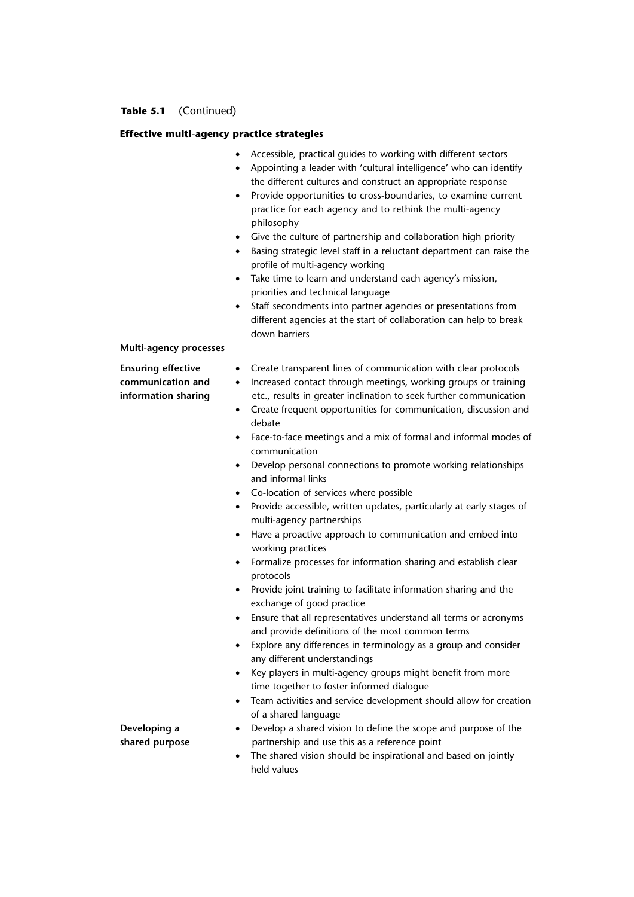**Table 5.1** (Continued)

| **Effective multi-agency practice strategies** | |
|---|---|
| | • Accessible, practical guides to working with different sectors<br>• Appointing a leader with 'cultural intelligence' who can identify the different cultures and construct an appropriate response<br>• Provide opportunities to cross-boundaries, to examine current practice for each agency and to rethink the multi-agency philosophy<br>• Give the culture of partnership and collaboration high priority<br>• Basing strategic level staff in a reluctant department can raise the profile of multi-agency working<br>• Take time to learn and understand each agency's mission, priorities and technical language<br>• Staff secondments into partner agencies or presentations from different agencies at the start of collaboration can help to break down barriers |
| **Multi-agency processes** | |
| **Ensuring effective communication and information sharing** | • Create transparent lines of communication with clear protocols<br>• Increased contact through meetings, working groups or training etc., results in greater inclination to seek further communication<br>• Create frequent opportunities for communication, discussion and debate<br>• Face-to-face meetings and a mix of formal and informal modes of communication<br>• Develop personal connections to promote working relationships and informal links<br>• Co-location of services where possible<br>• Provide accessible, written updates, particularly at early stages of multi-agency partnerships<br>• Have a proactive approach to communication and embed into working practices<br>• Formalize processes for information sharing and establish clear protocols<br>• Provide joint training to facilitate information sharing and the exchange of good practice<br>• Ensure that all representatives understand all terms or acronyms and provide definitions of the most common terms<br>• Explore any differences in terminology as a group and consider any different understandings<br>• Key players in multi-agency groups might benefit from more time together to foster informed dialogue<br>• Team activities and service development should allow for creation of a shared language |
| **Developing a shared purpose** | • Develop a shared vision to define the scope and purpose of the partnership and use this as a reference point<br>• The shared vision should be inspirational and based on jointly held values |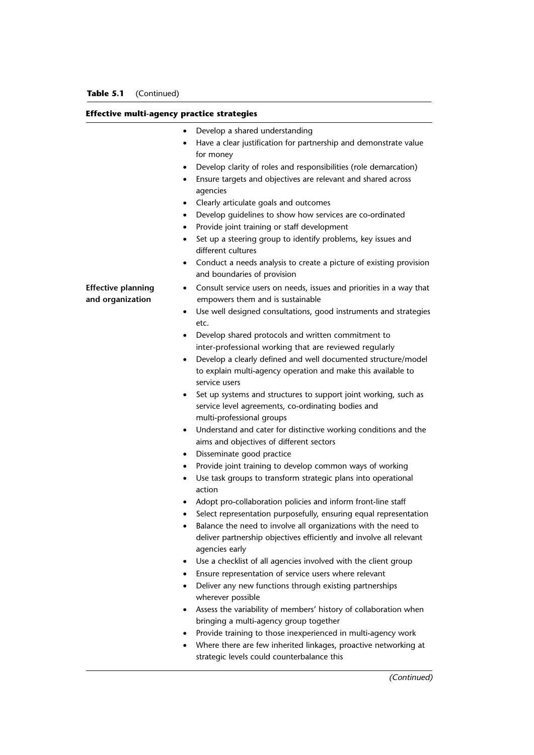**Table 5.1** (Continued)

| **Effective multi-agency practice strategies** | |
|---|---|
| | • Develop a shared understanding<br>• Have a clear justification for partnership and demonstrate value for money<br>• Develop clarity of roles and responsibilities (role demarcation)<br>• Ensure targets and objectives are relevant and shared across agencies<br>• Clearly articulate goals and outcomes<br>• Develop guidelines to show how services are co-ordinated<br>• Provide joint training or staff development<br>• Set up a steering group to identify problems, key issues and different cultures<br>• Conduct a needs analysis to create a picture of existing provision and boundaries of provision |
| **Effective planning and organization** | • Consult service users on needs, issues and priorities in a way that empowers them and is sustainable<br>• Use well designed consultations, good instruments and strategies etc.<br>• Develop shared protocols and written commitment to inter-professional working that are reviewed regularly<br>• Develop a clearly defined and well documented structure/model to explain multi-agency operation and make this available to service users<br>• Set up systems and structures to support joint working, such as service level agreements, co-ordinating bodies and multi-professional groups<br>• Understand and cater for distinctive working conditions and the aims and objectives of different sectors<br>• Disseminate good practice<br>• Provide joint training to develop common ways of working<br>• Use task groups to transform strategic plans into operational action<br>• Adopt pro-collaboration policies and inform front-line staff<br>• Select representation purposefully, ensuring equal representation<br>• Balance the need to involve all organizations with the need to deliver partnership objectives efficiently and involve all relevant agencies early<br>• Use a checklist of all agencies involved with the client group<br>• Ensure representation of service users where relevant<br>• Deliver any new functions through existing partnerships wherever possible<br>• Assess the variability of members' history of collaboration when bringing a multi-agency group together<br>• Provide training to those inexperienced in multi-agency work<br>• Where there are few inherited linkages, proactive networking at strategic levels could counterbalance this |

*(Continued)*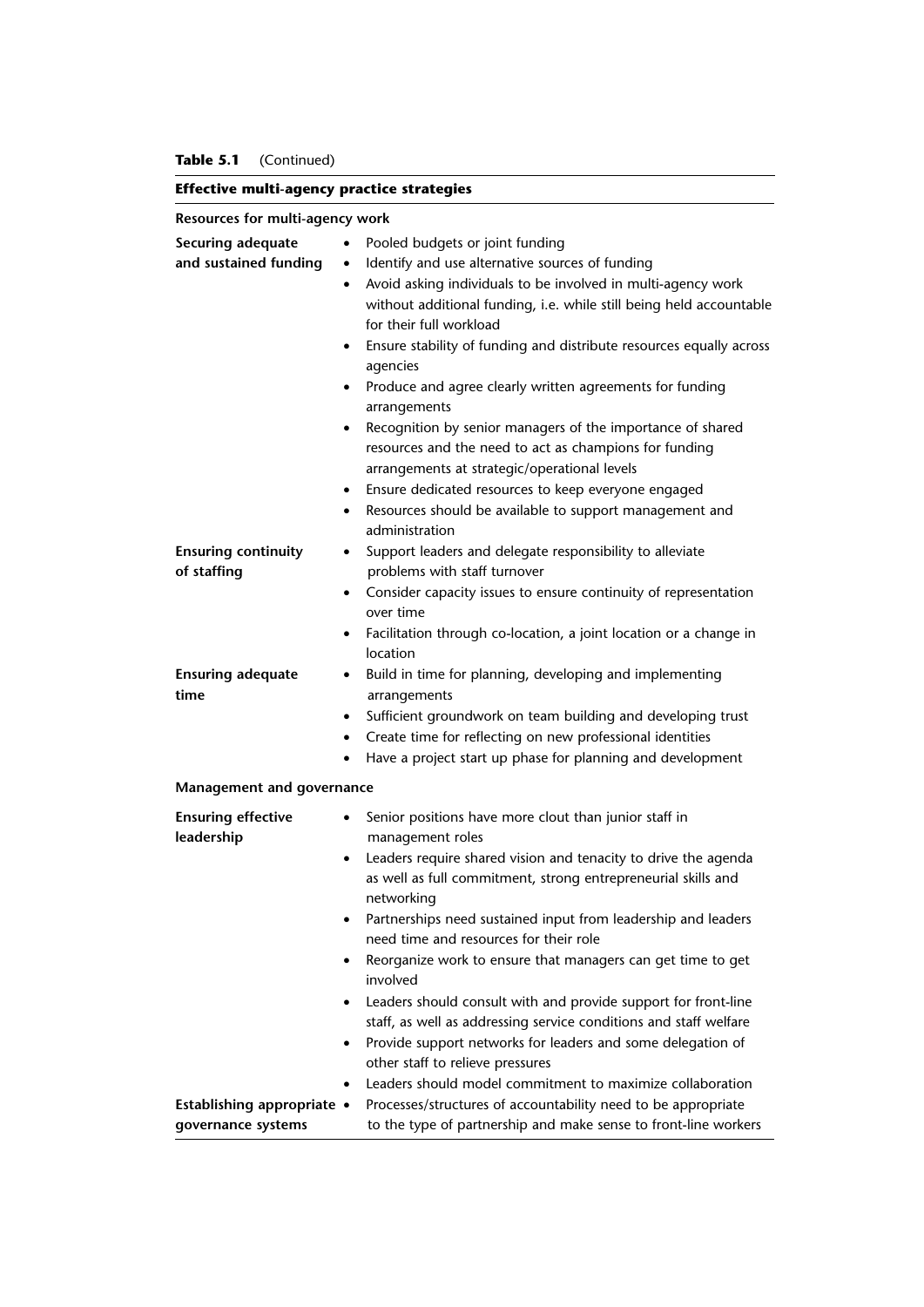**Table 5.1** (Continued)

| **Effective multi-agency practice strategies** | |
|---|---|
| **Resources for multi-agency work** | |
| **Securing adequate and sustained funding** | • Pooled budgets or joint funding<br>• Identify and use alternative sources of funding<br>• Avoid asking individuals to be involved in multi-agency work without additional funding, i.e. while still being held accountable for their full workload<br>• Ensure stability of funding and distribute resources equally across agencies<br>• Produce and agree clearly written agreements for funding arrangements<br>• Recognition by senior managers of the importance of shared resources and the need to act as champions for funding arrangements at strategic/operational levels<br>• Ensure dedicated resources to keep everyone engaged<br>• Resources should be available to support management and administration |
| **Ensuring continuity of staffing** | • Support leaders and delegate responsibility to alleviate problems with staff turnover<br>• Consider capacity issues to ensure continuity of representation over time<br>• Facilitation through co-location, a joint location or a change in location |
| **Ensuring adequate time** | • Build in time for planning, developing and implementing arrangements<br>• Sufficient groundwork on team building and developing trust<br>• Create time for reflecting on new professional identities<br>• Have a project start up phase for planning and development |
| **Management and governance** | |
| **Ensuring effective leadership** | • Senior positions have more clout than junior staff in management roles<br>• Leaders require shared vision and tenacity to drive the agenda as well as full commitment, strong entrepreneurial skills and networking<br>• Partnerships need sustained input from leadership and leaders need time and resources for their role<br>• Reorganize work to ensure that managers can get time to get involved<br>• Leaders should consult with and provide support for front-line staff, as well as addressing service conditions and staff welfare<br>• Provide support networks for leaders and some delegation of other staff to relieve pressures<br>• Leaders should model commitment to maximize collaboration |
| **Establishing appropriate governance systems** | • Processes/structures of accountability need to be appropriate to the type of partnership and make sense to front-line workers |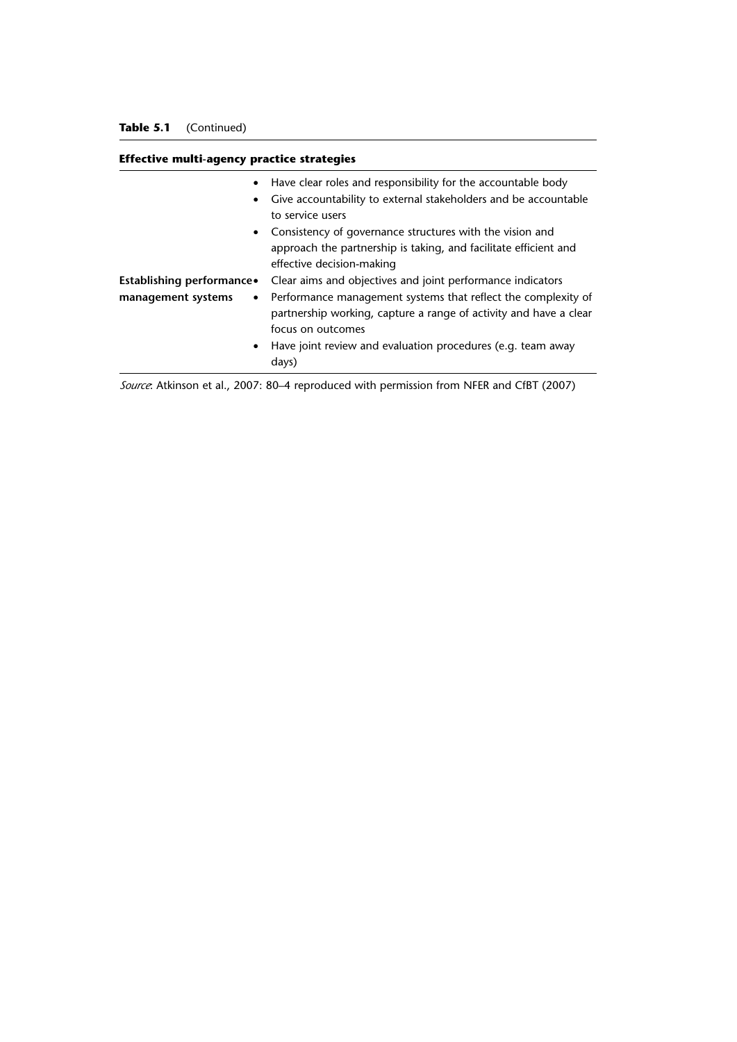**Table 5.1** (Continued)

| **Effective multi-agency practice strategies** | |
|---|---|
| | • Have clear roles and responsibility for the accountable body<br>• Give accountability to external stakeholders and be accountable to service users<br>• Consistency of governance structures with the vision and approach the partnership is taking, and facilitate efficient and effective decision-making |
| **Establishing performance management systems** | • Clear aims and objectives and joint performance indicators<br>• Performance management systems that reflect the complexity of partnership working, capture a range of activity and have a clear focus on outcomes<br>• Have joint review and evaluation procedures (e.g. team away days) |

*Source*: Atkinson et al., 2007: 80–4 reproduced with permission from NFER and CfBT (2007)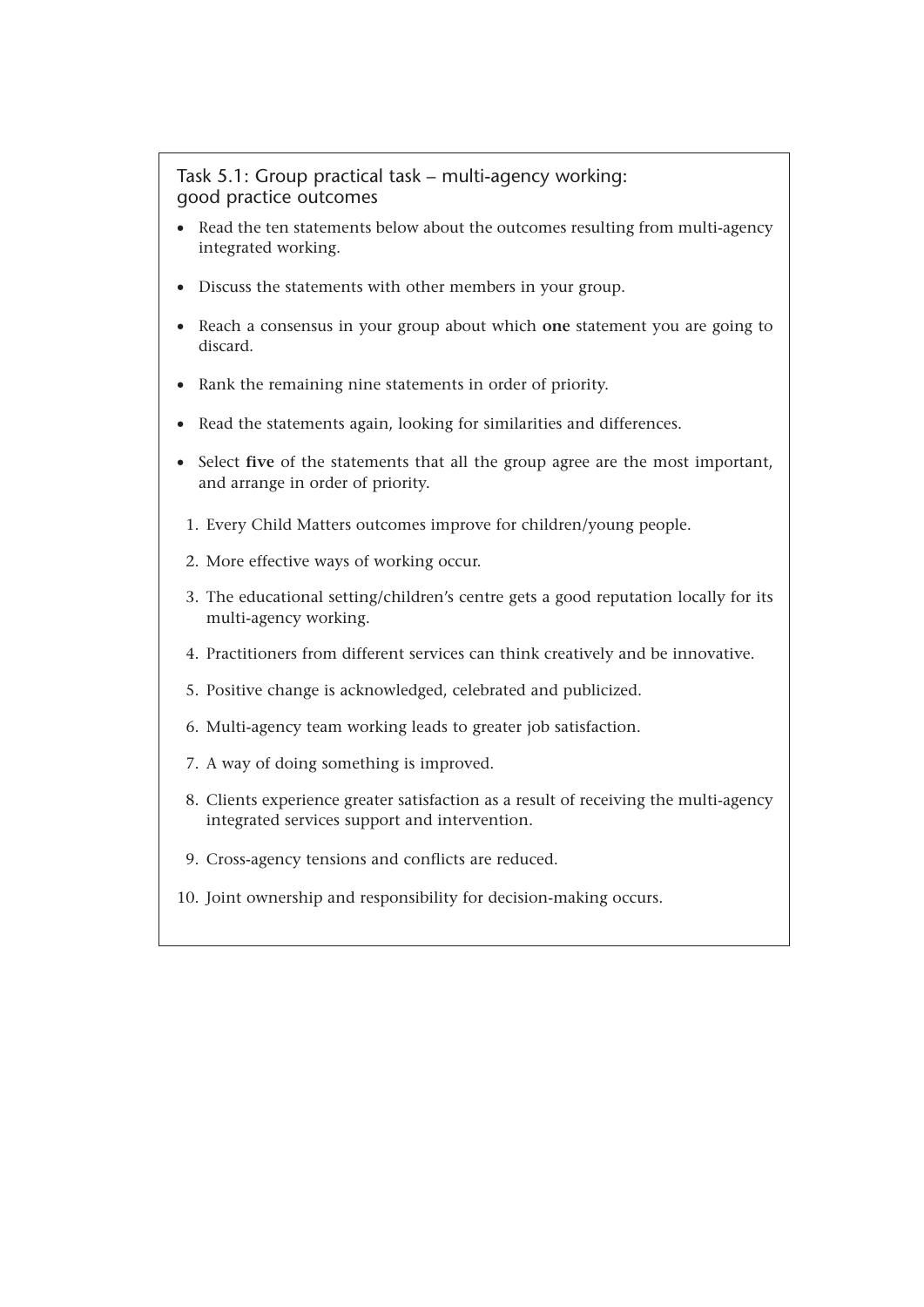### Task 5.1: Group practical task – multi-agency working: good practice outcomes

- Read the ten statements below about the outcomes resulting from multi-agency integrated working.
- Discuss the statements with other members in your group.
- Reach a consensus in your group about which **one** statement you are going to discard.
- Rank the remaining nine statements in order of priority.
- Read the statements again, looking for similarities and differences.
- Select **five** of the statements that all the group agree are the most important, and arrange in order of priority.

1. Every Child Matters outcomes improve for children/young people.
2. More effective ways of working occur.
3. The educational setting/children's centre gets a good reputation locally for its multi-agency working.
4. Practitioners from different services can think creatively and be innovative.
5. Positive change is acknowledged, celebrated and publicized.
6. Multi-agency team working leads to greater job satisfaction.
7. A way of doing something is improved.
8. Clients experience greater satisfaction as a result of receiving the multi-agency integrated services support and intervention.
9. Cross-agency tensions and conflicts are reduced.
10. Joint ownership and responsibility for decision-making occurs.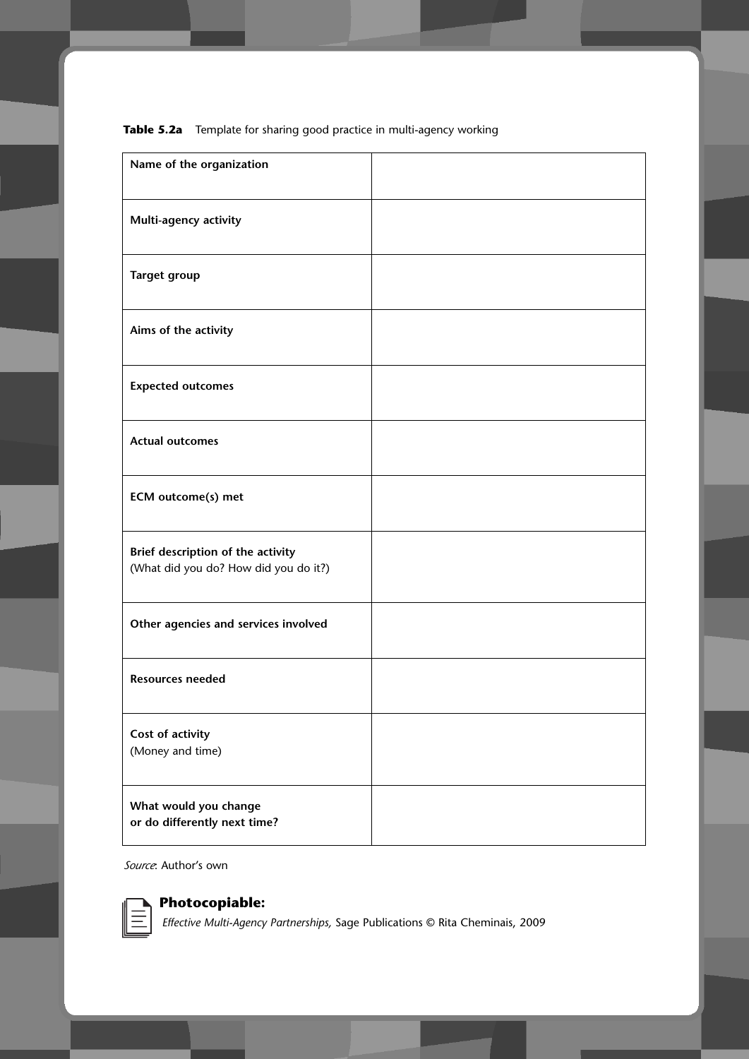**Table 5.2a** Template for sharing good practice in multi-agency working

| | |
|---|---|
| **Name of the organization** | |
| **Multi-agency activity** | |
| **Target group** | |
| **Aims of the activity** | |
| **Expected outcomes** | |
| **Actual outcomes** | |
| **ECM outcome(s) met** | |
| **Brief description of the activity** (What did you do? How did you do it?) | |
| **Other agencies and services involved** | |
| **Resources needed** | |
| **Cost of activity** (Money and time) | |
| **What would you change or do differently next time?** | |

*Source*: Author's own

**Photocopiable:**
*Effective Multi-Agency Partnerships,* Sage Publications © Rita Cheminais, 2009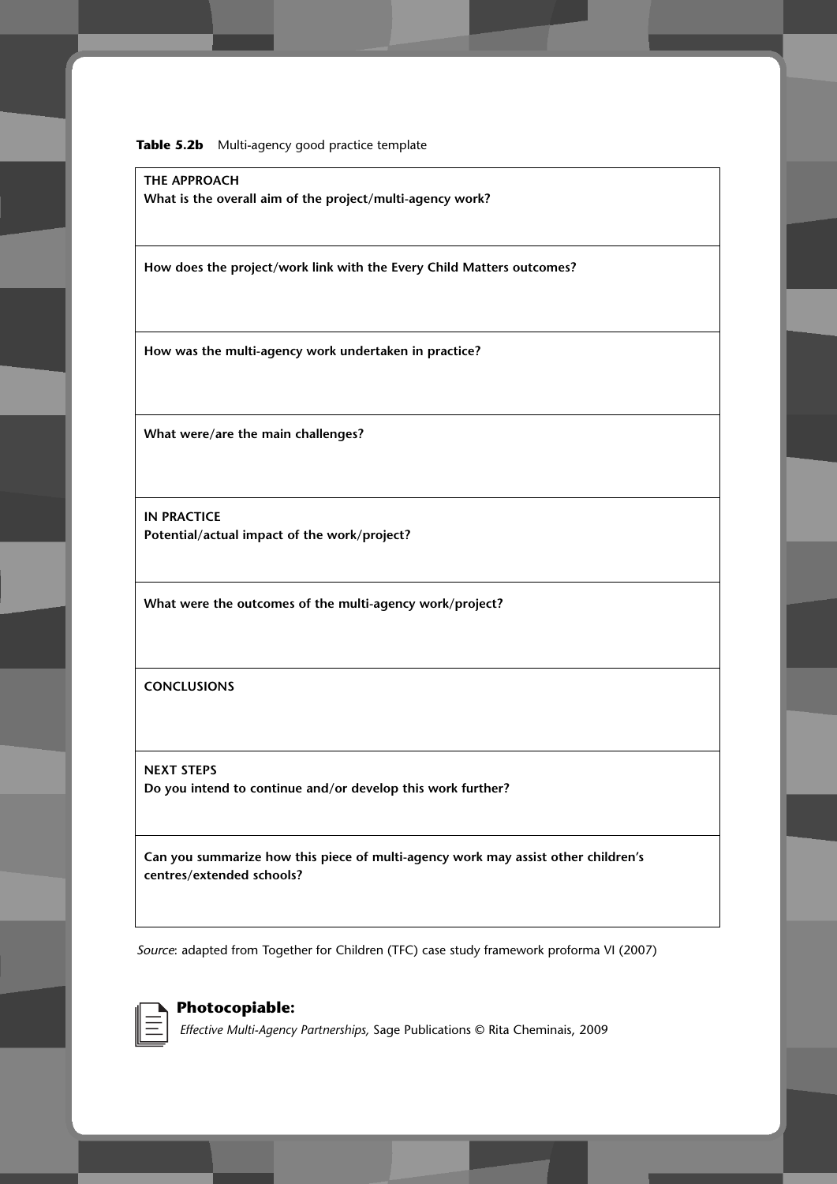**Table 5.2b** Multi-agency good practice template

| |
|---|
| **THE APPROACH**<br>**What is the overall aim of the project/multi-agency work?** |
| **How does the project/work link with the Every Child Matters outcomes?** |
| **How was the multi-agency work undertaken in practice?** |
| **What were/are the main challenges?** |
| **IN PRACTICE**<br>**Potential/actual impact of the work/project?** |
| **What were the outcomes of the multi-agency work/project?** |
| **CONCLUSIONS** |
| **NEXT STEPS**<br>**Do you intend to continue and/or develop this work further?** |
| **Can you summarize how this piece of multi-agency work may assist other children's centres/extended schools?** |

*Source*: adapted from Together for Children (TFC) case study framework proforma VI (2007)

**Photocopiable:**
*Effective Multi-Agency Partnerships,* Sage Publications © Rita Cheminais, 2009